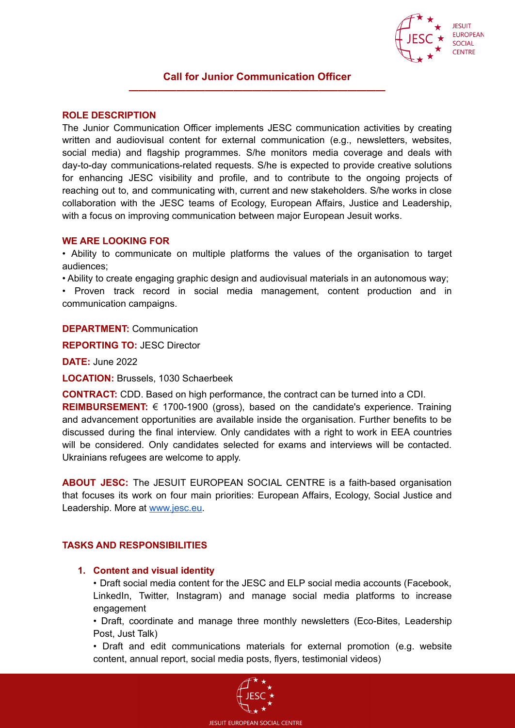# Call for Junior Communication Officer

## ROLE DESCRIPTION

The Junior Communication Officer implements JESC communication activities by creating written and audiovisual content for external communication (e.g., newsletters, websites, social media) and flagship programmes. S/he monitors media coverage and deals with day-to-day communications-related requests. S/he is expected to provide creative solutions for enhancing JESC visibility and profile, and to contribute to the ongoing projects of reaching out to, and communicating with, current and new stakeholders. S/he works in close collaboration with the JESC teams of Ecology, European Affairs, Justice and Leadership, with a focus on improving communication between major European Jesuit works.

## WE ARE LOOKING FOR

- Ability to communicate on multiple platforms the values of the organisation to target audiences;
- Ability to create engaging graphic design and audiovisual materials in an autonomous way;
- Proven track record in social media management, content production and in communication campaigns.

**DEPARTMENT:** Communication

**REPORTING TO:** JESC Director

**DATE:** June 2022

**LOCATION:** Brussels, 1030 Schaerbeek

**CONTRACT:** CDD. Based on high performance, the contract can be turned into a CDI.
**REIMBURSEMENT:** € 1700-1900 (gross), based on the candidate's experience. Training and advancement opportunities are available inside the organisation. Further benefits to be discussed during the final interview. Only candidates with a right to work in EEA countries will be considered. Only candidates selected for exams and interviews will be contacted. Ukrainians refugees are welcome to apply.

**ABOUT JESC:** The JESUIT EUROPEAN SOCIAL CENTRE is a faith-based organisation that focuses its work on four main priorities: European Affairs, Ecology, Social Justice and Leadership. More at [www.jesc.eu](www.jesc.eu).

## TASKS AND RESPONSIBILITIES

1. **Content and visual identity**
   - Draft social media content for the JESC and ELP social media accounts (Facebook, LinkedIn, Twitter, Instagram) and manage social media platforms to increase engagement
   - Draft, coordinate and manage three monthly newsletters (Eco-Bites, Leadership Post, Just Talk)
   - Draft and edit communications materials for external promotion (e.g. website content, annual report, social media posts, flyers, testimonial videos)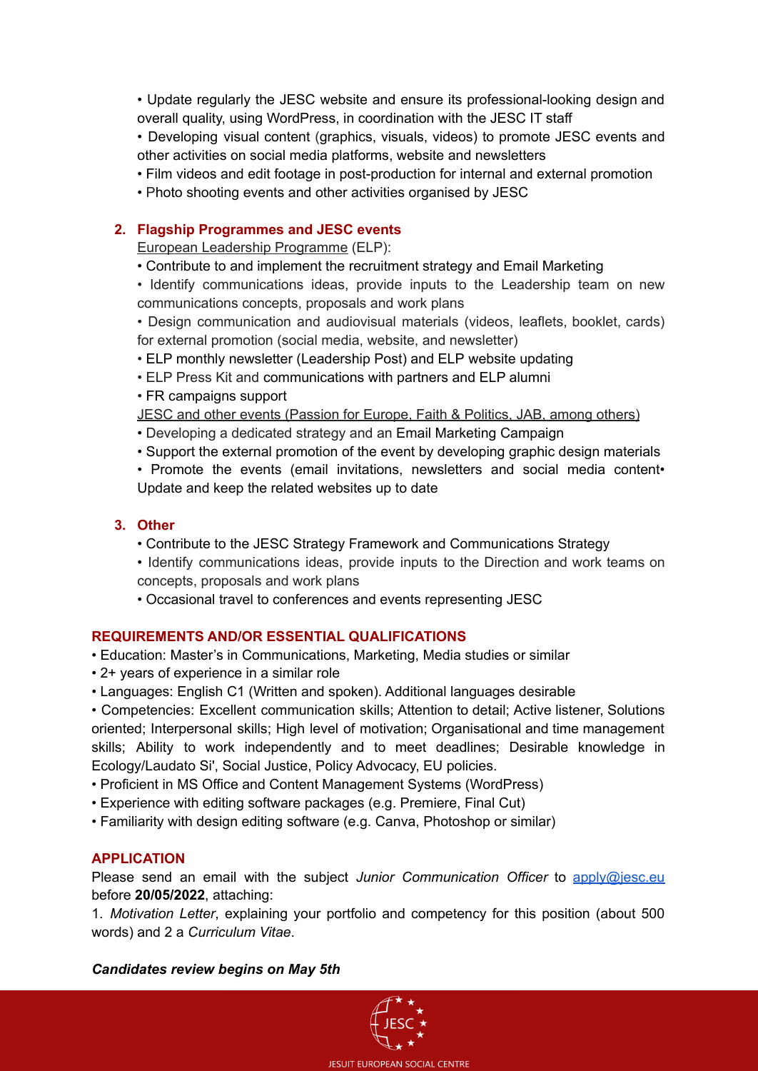• Update regularly the JESC website and ensure its professional-looking design and overall quality, using WordPress, in coordination with the JESC IT staff
• Developing visual content (graphics, visuals, videos) to promote JESC events and other activities on social media platforms, website and newsletters
• Film videos and edit footage in post-production for internal and external promotion
• Photo shooting events and other activities organised by JESC

2. **Flagship Programmes and JESC events**

European Leadership Programme (ELP):

• Contribute to and implement the recruitment strategy and Email Marketing
• Identify communications ideas, provide inputs to the Leadership team on new communications concepts, proposals and work plans
• Design communication and audiovisual materials (videos, leaflets, booklet, cards) for external promotion (social media, website, and newsletter)
• ELP monthly newsletter (Leadership Post) and ELP website updating
• ELP Press Kit and communications with partners and ELP alumni
• FR campaigns support

JESC and other events (Passion for Europe, Faith & Politics, JAB, among others)

• Developing a dedicated strategy and an Email Marketing Campaign
• Support the external promotion of the event by developing graphic design materials
• Promote the events (email invitations, newsletters and social media content• Update and keep the related websites up to date

3. **Other**

• Contribute to the JESC Strategy Framework and Communications Strategy
• Identify communications ideas, provide inputs to the Direction and work teams on concepts, proposals and work plans
• Occasional travel to conferences and events representing JESC

## REQUIREMENTS AND/OR ESSENTIAL QUALIFICATIONS

• Education: Master's in Communications, Marketing, Media studies or similar
• 2+ years of experience in a similar role
• Languages: English C1 (Written and spoken). Additional languages desirable
• Competencies: Excellent communication skills; Attention to detail; Active listener, Solutions oriented; Interpersonal skills; High level of motivation; Organisational and time management skills; Ability to work independently and to meet deadlines; Desirable knowledge in Ecology/Laudato Si', Social Justice, Policy Advocacy, EU policies.
• Proficient in MS Office and Content Management Systems (WordPress)
• Experience with editing software packages (e.g. Premiere, Final Cut)
• Familiarity with design editing software (e.g. Canva, Photoshop or similar)

## APPLICATION

Please send an email with the subject *Junior Communication Officer* to apply@jesc.eu before **20/05/2022**, attaching:

1. *Motivation Letter*, explaining your portfolio and competency for this position (about 500 words) and 2 a *Curriculum Vitae*.

***Candidates review begins on May 5th***